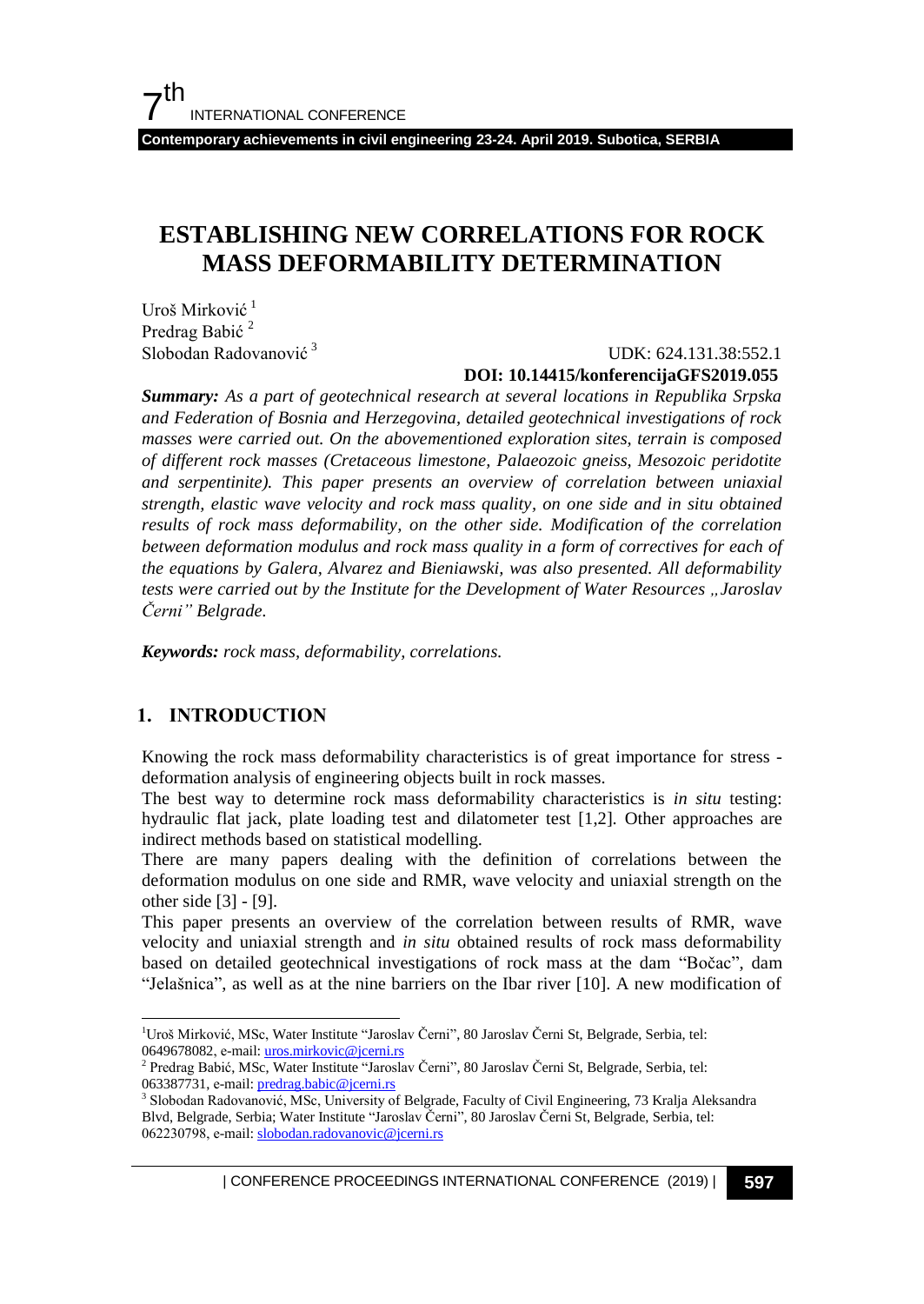# ESTABLISHING NEW CORRELATIONS FOR ROCK MASS DEFORMABILITY DETERMINATION

Uroš Mirković [1]
Predrag Babić [2]
Slobodan Radovanović [3]

UDK: 624.131.38:552.1
**DOI: 10.14415/konferencijaGFS2019.055**

***Summary:*** *As a part of geotechnical research at several locations in Republika Srpska and Federation of Bosnia and Herzegovina, detailed geotechnical investigations of rock masses were carried out. On the abovementioned exploration sites, terrain is composed of different rock masses (Cretaceous limestone, Palaeozoic gneiss, Mesozoic peridotite and serpentinite). This paper presents an overview of correlation between uniaxial strength, elastic wave velocity and rock mass quality, on one side and in situ obtained results of rock mass deformability, on the other side. Modification of the correlation between deformation modulus and rock mass quality in a form of correctives for each of the equations by Galera, Alvarez and Bieniawski, was also presented. All deformability tests were carried out by the Institute for the Development of Water Resources „Jaroslav Černi" Belgrade.*

***Keywords:*** *rock mass, deformability, correlations.*

## 1. INTRODUCTION

Knowing the rock mass deformability characteristics is of great importance for stress - deformation analysis of engineering objects built in rock masses.

The best way to determine rock mass deformability characteristics is *in situ* testing: hydraulic flat jack, plate loading test and dilatometer test [1,2]. Other approaches are indirect methods based on statistical modelling.

There are many papers dealing with the definition of correlations between the deformation modulus on one side and RMR, wave velocity and uniaxial strength on the other side [3] - [9].

This paper presents an overview of the correlation between results of RMR, wave velocity and uniaxial strength and *in situ* obtained results of rock mass deformability based on detailed geotechnical investigations of rock mass at the dam "Bočac", dam "Jelašnica", as well as at the nine barriers on the Ibar river [10]. A new modification of

---

[1] Uroš Mirković, MSc, Water Institute "Jaroslav Černi", 80 Jaroslav Černi St, Belgrade, Serbia, tel: 0649678082, e-mail: uros.mirkovic@jcerni.rs

[2] Predrag Babić, MSc, Water Institute "Jaroslav Černi", 80 Jaroslav Černi St, Belgrade, Serbia, tel: 063387731, e-mail: predrag.babic@jcerni.rs

[3] Slobodan Radovanović, MSc, University of Belgrade, Faculty of Civil Engineering, 73 Kralja Aleksandra Blvd, Belgrade, Serbia; Water Institute "Jaroslav Černi", 80 Jaroslav Černi St, Belgrade, Serbia, tel: 062230798, e-mail: slobodan.radovanovic@jcerni.rs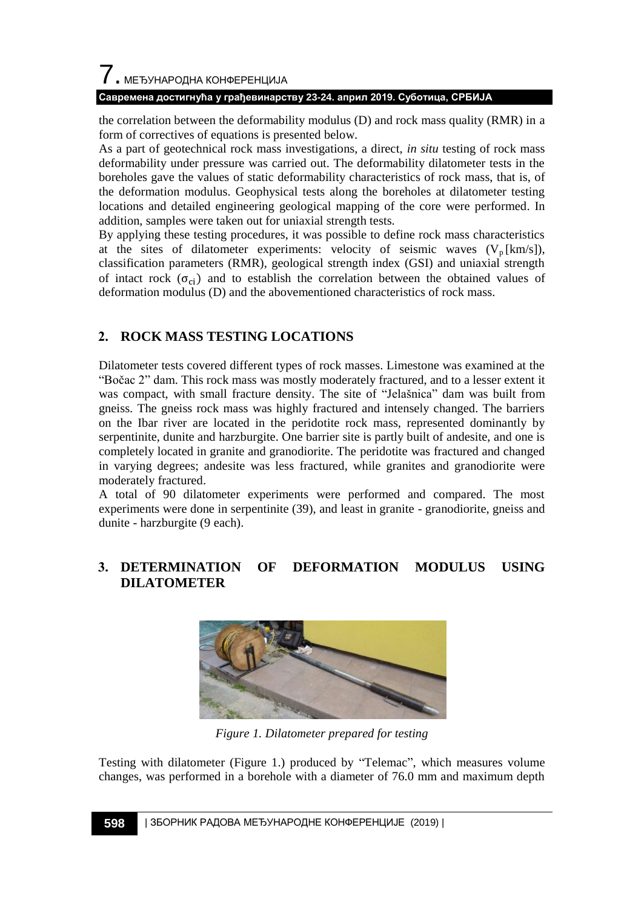the correlation between the deformability modulus (D) and rock mass quality (RMR) in a form of correctives of equations is presented below.

As a part of geotechnical rock mass investigations, a direct, *in situ* testing of rock mass deformability under pressure was carried out. The deformability dilatometer tests in the boreholes gave the values of static deformability characteristics of rock mass, that is, of the deformation modulus. Geophysical tests along the boreholes at dilatometer testing locations and detailed engineering geological mapping of the core were performed. In addition, samples were taken out for uniaxial strength tests.

By applying these testing procedures, it was possible to define rock mass characteristics at the sites of dilatometer experiments: velocity of seismic waves ($V_p$ [km/s]), classification parameters (RMR), geological strength index (GSI) and uniaxial strength of intact rock ($\sigma_{ci}$) and to establish the correlation between the obtained values of deformation modulus (D) and the abovementioned characteristics of rock mass.

## 2. ROCK MASS TESTING LOCATIONS

Dilatometer tests covered different types of rock masses. Limestone was examined at the "Bočac 2" dam. This rock mass was mostly moderately fractured, and to a lesser extent it was compact, with small fracture density. The site of "Jelašnica" dam was built from gneiss. The gneiss rock mass was highly fractured and intensely changed. The barriers on the Ibar river are located in the peridotite rock mass, represented dominantly by serpentinite, dunite and harzburgite. One barrier site is partly built of andesite, and one is completely located in granite and granodiorite. The peridotite was fractured and changed in varying degrees; andesite was less fractured, while granites and granodiorite were moderately fractured.

A total of 90 dilatometer experiments were performed and compared. The most experiments were done in serpentinite (39), and least in granite - granodiorite, gneiss and dunite - harzburgite (9 each).

## 3. DETERMINATION OF DEFORMATION MODULUS USING DILATOMETER

*Figure 1. Dilatometer prepared for testing*

Testing with dilatometer (Figure 1.) produced by "Telemac", which measures volume changes, was performed in a borehole with a diameter of 76.0 mm and maximum depth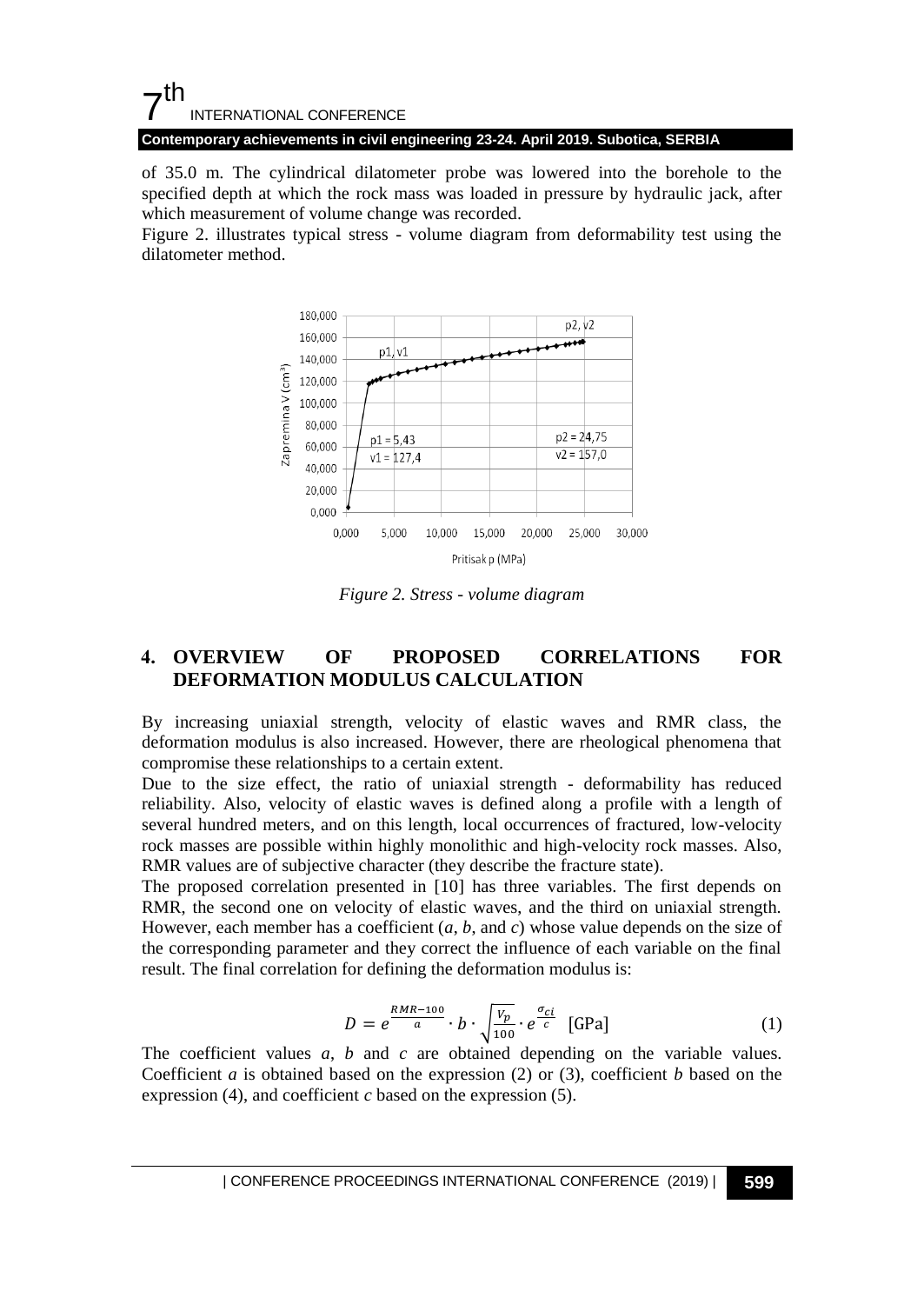of 35.0 m. The cylindrical dilatometer probe was lowered into the borehole to the specified depth at which the rock mass was loaded in pressure by hydraulic jack, after which measurement of volume change was recorded.

Figure 2. illustrates typical stress - volume diagram from deformability test using the dilatometer method.

*Figure 2. Stress - volume diagram*

## 4. OVERVIEW OF PROPOSED CORRELATIONS FOR DEFORMATION MODULUS CALCULATION

By increasing uniaxial strength, velocity of elastic waves and RMR class, the deformation modulus is also increased. However, there are rheological phenomena that compromise these relationships to a certain extent.

Due to the size effect, the ratio of uniaxial strength - deformability has reduced reliability. Also, velocity of elastic waves is defined along a profile with a length of several hundred meters, and on this length, local occurrences of fractured, low-velocity rock masses are possible within highly monolithic and high-velocity rock masses. Also, RMR values are of subjective character (they describe the fracture state).

The proposed correlation presented in [10] has three variables. The first depends on RMR, the second one on velocity of elastic waves, and the third on uniaxial strength. However, each member has a coefficient (*a*, *b*, and *c*) whose value depends on the size of the corresponding parameter and they correct the influence of each variable on the final result. The final correlation for defining the deformation modulus is:

$$D = e^{\frac{RMR-100}{a}} \cdot b \cdot \sqrt{\frac{V_p}{100}} \cdot e^{\frac{\sigma_{ci}}{c}} \;\; \text{[GPa]} \tag{1}$$

The coefficient values *a*, *b* and *c* are obtained depending on the variable values. Coefficient *a* is obtained based on the expression (2) or (3), coefficient *b* based on the expression (4), and coefficient *c* based on the expression (5).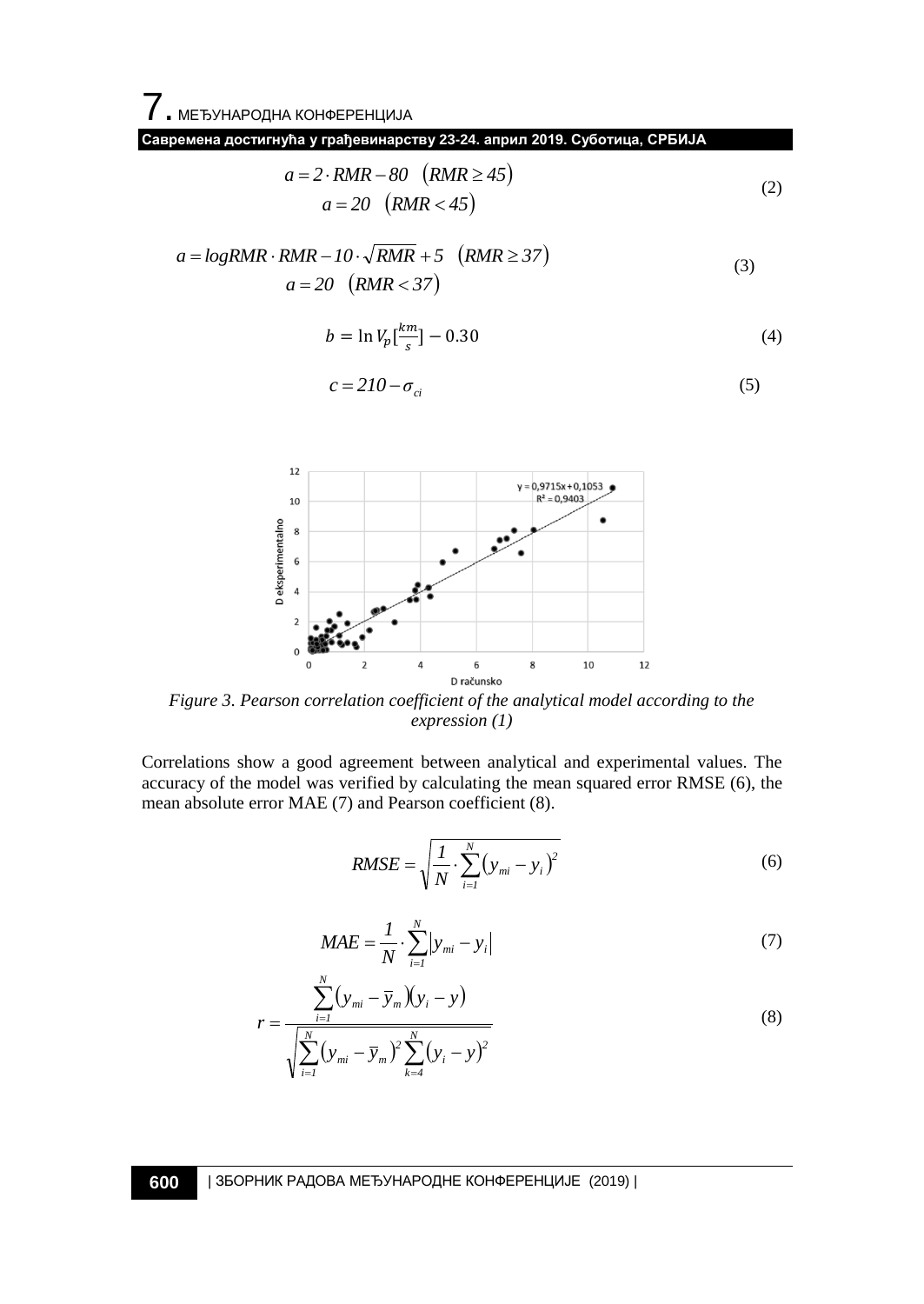$$a = 2 \cdot RMR - 80 \quad (RMR \geq 45)$$
$$a = 20 \quad (RMR < 45) \tag{2}$$

$$a = logRMR \cdot RMR - 10 \cdot \sqrt{RMR} + 5 \quad (RMR \geq 37)$$
$$a = 20 \quad (RMR < 37) \tag{3}$$

$$b = \ln V_p[\frac{km}{s}] - 0.30 \tag{4}$$

$$c = 210 - \sigma_{ci} \tag{5}$$

*Figure 3. Pearson correlation coefficient of the analytical model according to the expression (1)*

Correlations show a good agreement between analytical and experimental values. The accuracy of the model was verified by calculating the mean squared error RMSE (6), the mean absolute error MAE (7) and Pearson coefficient (8).

$$RMSE = \sqrt{\frac{1}{N} \cdot \sum_{i=1}^{N} (y_{mi} - y_i)^2} \tag{6}$$

$$MAE = \frac{1}{N} \cdot \sum_{i=1}^{N} |y_{mi} - y_i| \tag{7}$$

$$r = \frac{\sum_{i=1}^{N} (y_{mi} - \bar{y}_m)(y_i - y)}{\sqrt{\sum_{i=1}^{N} (y_{mi} - \bar{y}_m)^2 \sum_{k=4}^{N} (y_i - y)^2}} \tag{8}$$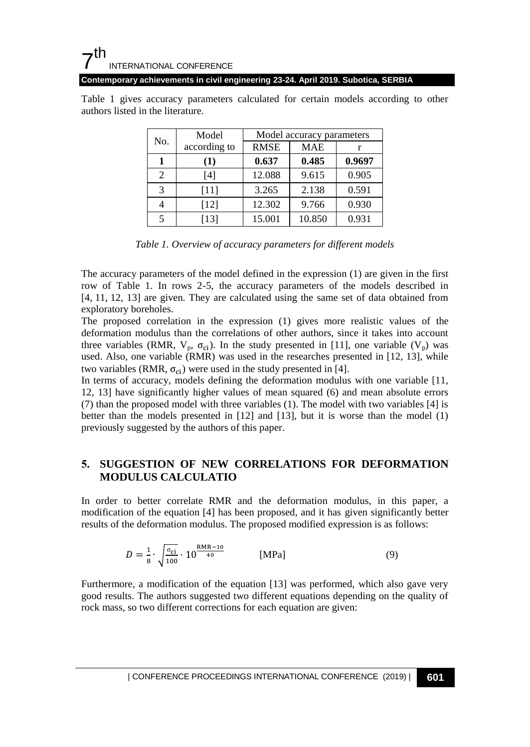Table 1 gives accuracy parameters calculated for certain models according to other authors listed in the literature.

| No. | Model according to | Model accuracy parameters | | |
|---|---|---|---|---|
| | | RMSE | MAE | r |
| **1** | **(1)** | **0.637** | **0.485** | **0.9697** |
| 2 | [4] | 12.088 | 9.615 | 0.905 |
| 3 | [11] | 3.265 | 2.138 | 0.591 |
| 4 | [12] | 12.302 | 9.766 | 0.930 |
| 5 | [13] | 15.001 | 10.850 | 0.931 |

*Table 1. Overview of accuracy parameters for different models*

The accuracy parameters of the model defined in the expression (1) are given in the first row of Table 1. In rows 2-5, the accuracy parameters of the models described in [4, 11, 12, 13] are given. They are calculated using the same set of data obtained from exploratory boreholes.

The proposed correlation in the expression (1) gives more realistic values of the deformation modulus than the correlations of other authors, since it takes into account three variables (RMR, $V_p$, $\sigma_{ci}$). In the study presented in [11], one variable ($V_p$) was used. Also, one variable (RMR) was used in the researches presented in [12, 13], while two variables (RMR, $\sigma_{ci}$) were used in the study presented in [4].

In terms of accuracy, models defining the deformation modulus with one variable [11, 12, 13] have significantly higher values of mean squared (6) and mean absolute errors (7) than the proposed model with three variables (1). The model with two variables [4] is better than the models presented in [12] and [13], but it is worse than the model (1) previously suggested by the authors of this paper.

## 5. SUGGESTION OF NEW CORRELATIONS FOR DEFORMATION MODULUS CALCULATIO

In order to better correlate RMR and the deformation modulus, in this paper, a modification of the equation [4] has been proposed, and it has given significantly better results of the deformation modulus. The proposed modified expression is as follows:

$$D = \frac{1}{8} \cdot \sqrt{\frac{\sigma_{ci}}{100}} \cdot 10^{\frac{\mathrm{RMR}-10}{40}} \qquad \text{[MPa]} \qquad (9)$$

Furthermore, a modification of the equation [13] was performed, which also gave very good results. The authors suggested two different equations depending on the quality of rock mass, so two different corrections for each equation are given: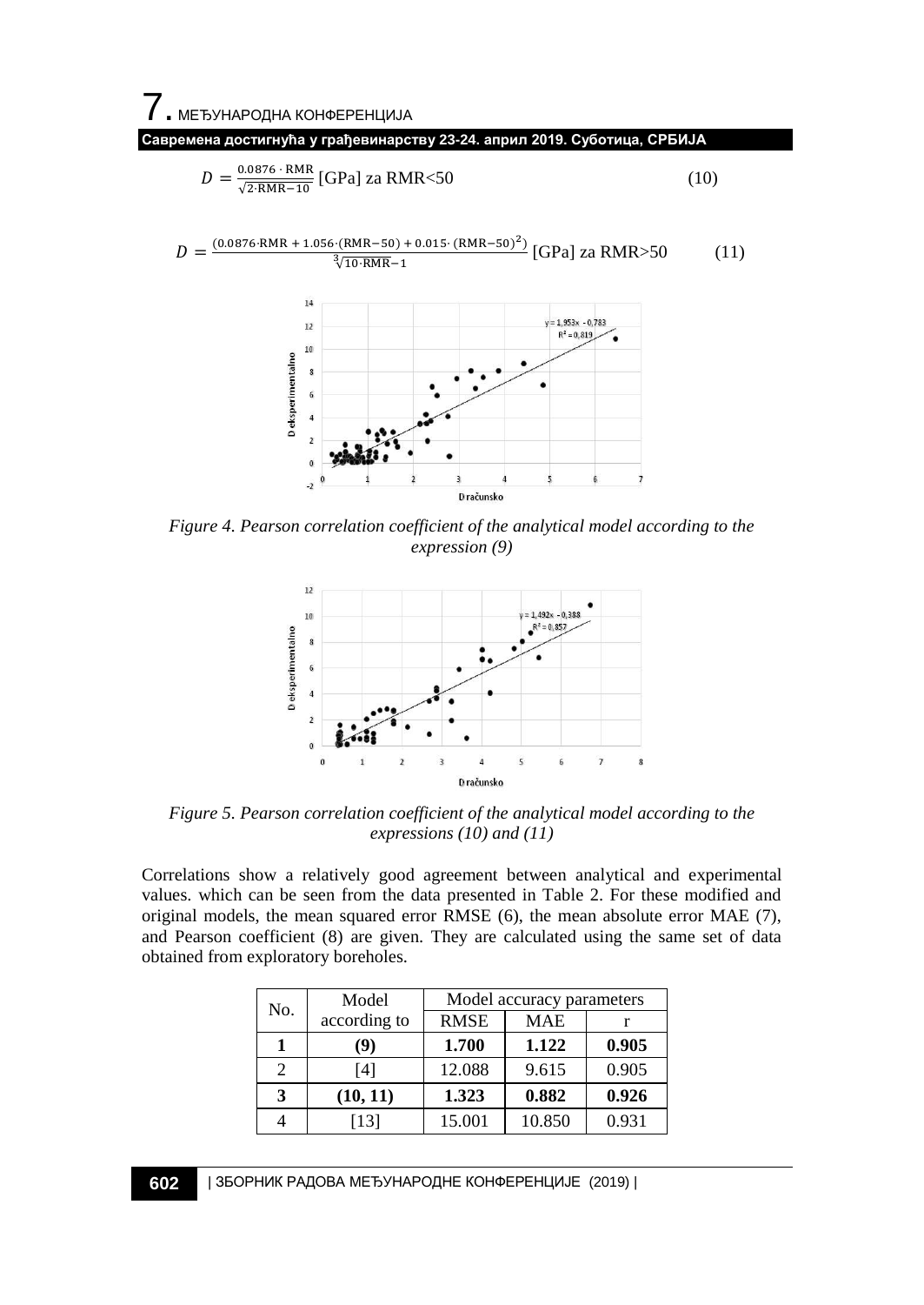$$D = \frac{0.0876 \cdot \text{RMR}}{\sqrt{2 \cdot \text{RMR} - 10}} \text{ [GPa] za RMR<50} \tag{10}$$

$$D = \frac{(0.0876 \cdot \text{RMR} + 1.056 \cdot (\text{RMR}-50) + 0.015 \cdot (\text{RMR}-50)^2)}{\sqrt[3]{10 \cdot \text{RMR} - 1}} \text{ [GPa] za RMR>50} \tag{11}$$

*Figure 4. Pearson correlation coefficient of the analytical model according to the expression (9)*

*Figure 5. Pearson correlation coefficient of the analytical model according to the expressions (10) and (11)*

Correlations show a relatively good agreement between analytical and experimental values. which can be seen from the data presented in Table 2. For these modified and original models, the mean squared error RMSE (6), the mean absolute error MAE (7), and Pearson coefficient (8) are given. They are calculated using the same set of data obtained from exploratory boreholes.

| No. | Model according to | Model accuracy parameters | | |
|---|---|---|---|---|
| | | RMSE | MAE | r |
| **1** | **(9)** | **1.700** | **1.122** | **0.905** |
| 2 | [4] | 12.088 | 9.615 | 0.905 |
| **3** | **(10, 11)** | **1.323** | **0.882** | **0.926** |
| 4 | [13] | 15.001 | 10.850 | 0.931 |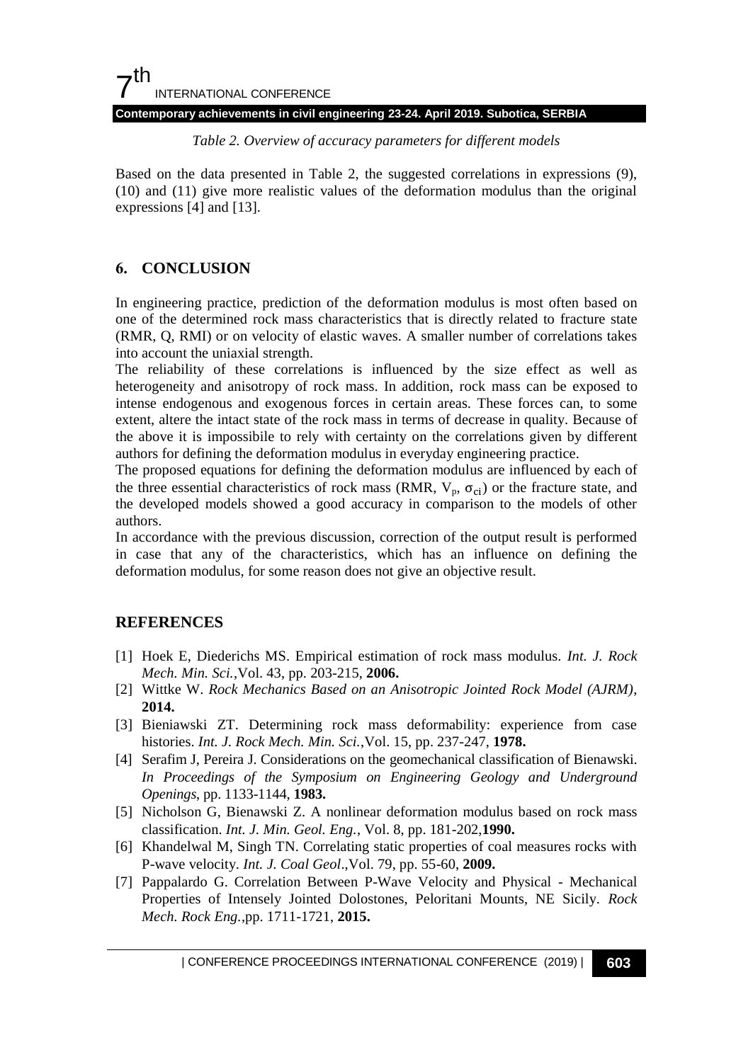*Table 2. Overview of accuracy parameters for different models*

Based on the data presented in Table 2, the suggested correlations in expressions (9), (10) and (11) give more realistic values of the deformation modulus than the original expressions [4] and [13].

## 6. CONCLUSION

In engineering practice, prediction of the deformation modulus is most often based on one of the determined rock mass characteristics that is directly related to fracture state (RMR, Q, RMI) or on velocity of elastic waves. A smaller number of correlations takes into account the uniaxial strength.

The reliability of these correlations is influenced by the size effect as well as heterogeneity and anisotropy of rock mass. In addition, rock mass can be exposed to intense endogenous and exogenous forces in certain areas. These forces can, to some extent, altere the intact state of the rock mass in terms of decrease in quality. Because of the above it is impossibile to rely with certainty on the correlations given by different authors for defining the deformation modulus in everyday engineering practice.

The proposed equations for defining the deformation modulus are influenced by each of the three essential characteristics of rock mass (RMR, $V_p$, $\sigma_{ci}$) or the fracture state, and the developed models showed a good accuracy in comparison to the models of other authors.

In accordance with the previous discussion, correction of the output result is performed in case that any of the characteristics, which has an influence on defining the deformation modulus, for some reason does not give an objective result.

## REFERENCES

[1] Hoek E, Diederichs MS. Empirical estimation of rock mass modulus. *Int. J. Rock Mech. Min. Sci.*,Vol. 43, pp. 203-215, **2006.**

[2] Wittke W. *Rock Mechanics Based on an Anisotropic Jointed Rock Model (AJRM)*, **2014.**

[3] Bieniawski ZT. Determining rock mass deformability: experience from case histories. *Int. J. Rock Mech. Min. Sci.*,Vol. 15, pp. 237-247, **1978.**

[4] Serafim J, Pereira J. Considerations on the geomechanical classification of Bienawski. *In Proceedings of the Symposium on Engineering Geology and Underground Openings*, pp. 1133-1144, **1983.**

[5] Nicholson G, Bienawski Z. A nonlinear deformation modulus based on rock mass classification. *Int. J. Min. Geol. Eng.*, Vol. 8, pp. 181-202,**1990.**

[6] Khandelwal M, Singh TN. Correlating static properties of coal measures rocks with P-wave velocity. *Int. J. Coal Geol*.,Vol. 79, pp. 55-60, **2009.**

[7] Pappalardo G. Correlation Between P-Wave Velocity and Physical - Mechanical Properties of Intensely Jointed Dolostones, Peloritani Mounts, NE Sicily. *Rock Mech. Rock Eng.*,pp. 1711-1721, **2015.**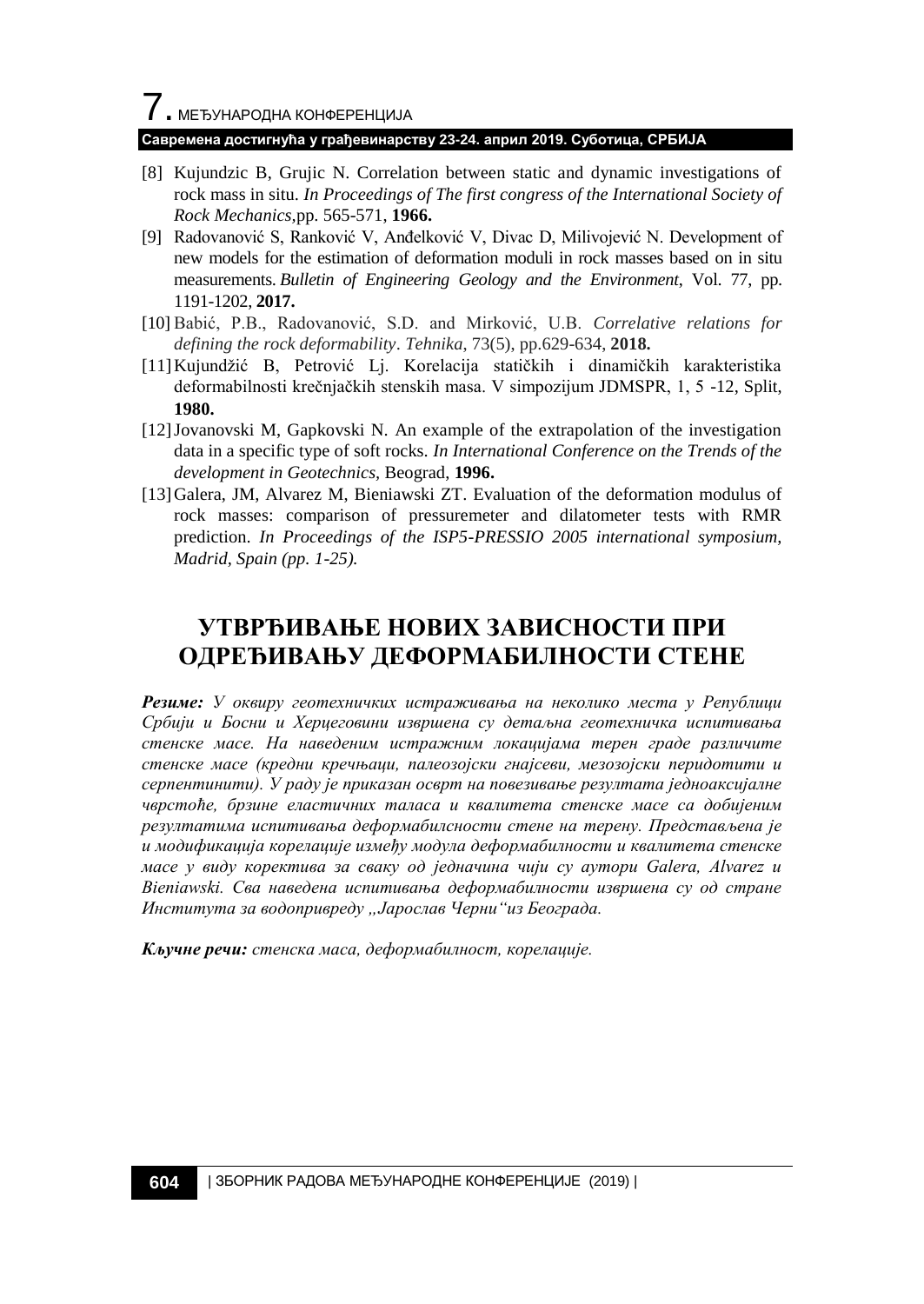[8] Kujundzic B, Grujic N. Correlation between static and dynamic investigations of rock mass in situ. *In Proceedings of The first congress of the International Society of Rock Mechanics*,pp. 565-571, **1966.**

[9] Radovanović S, Ranković V, Anđelković V, Divac D, Milivojević N. Development of new models for the estimation of deformation moduli in rock masses based on in situ measurements. *Bulletin of Engineering Geology and the Environment*, Vol. 77, pp. 1191-1202, **2017.**

[10] Babić, P.B., Radovanović, S.D. and Mirković, U.B. *Correlative relations for defining the rock deformability*. *Tehnika*, 73(5), pp.629-634, **2018.**

[11] Kujundžić B, Petrović Lj. Korelacija statičkih i dinamičkih karakteristika deformabilnosti krečnjačkih stenskih masa. V simpozijum JDMSPR, 1, 5 -12, Split, **1980.**

[12] Jovanovski M, Gapkovski N. An example of the extrapolation of the investigation data in a specific type of soft rocks. *In International Conference on the Trends of the development in Geotechnics,* Beograd, **1996.**

[13] Galera, JM, Alvarez M, Bieniawski ZT. Evaluation of the deformation modulus of rock masses: comparison of pressuremeter and dilatometer tests with RMR prediction. *In Proceedings of the ISP5-PRESSIO 2005 international symposium, Madrid, Spain (pp. 1-25).*

# УТВРЂИВАЊЕ НОВИХ ЗАВИСНОСТИ ПРИ ОДРЕЂИВАЊУ ДЕФОРМАБИЛНОСТИ СТЕНЕ

***Резиме:*** *У оквиру геотехничких истраживања на неколико места у Републици Србији и Босни и Херцеговини извршена су детаљна геотехничка испитивања стенске масе. На наведеним истражним локацијама терен граде различите стенске масе (кредни кречњаци, палеозојски гнајсеви, мезозојски перидотити и серпентинити). У раду је приказан осврт на повезивање резултата једноаксијалне чврстоће, брзине еластичних таласа и квалитета стенске масе са добијеним резултатима испитивања деформабилсности стене на терену. Представљена је и модификација корелације између модула деформабилности и квалитета стенске масе у виду коректива за сваку од једначина чији су аутори Galera, Alvarez и Bieniawski. Сва наведена испитивања деформабилности извршена су од стране Института за водопривреду „Јарослав Черни“из Београда.*

***Кључне речи:*** *стенска маса, деформабилност, корелације.*